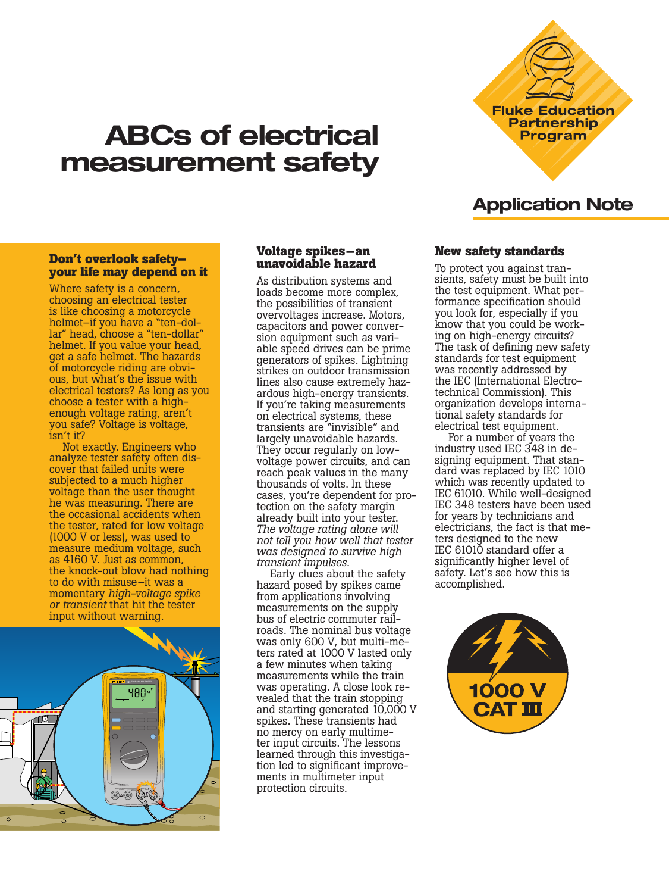# ABCs of electrical measurement safety

Fluke Education Partnership Program

## Application Note

### Don't overlook safety–your life may depend on it

Where safety is a concern, choosing an electrical tester is like choosing a motorcycle helmet–if you have a "ten-dollar" head, choose a "ten-dollar" helmet. If you value your head, get a safe helmet. The hazards of motorcycle riding are obvious, but what's the issue with electrical testers? As long as you choose a tester with a high-enough voltage rating, aren't you safe? Voltage is voltage, isn't it?

Not exactly. Engineers who analyze tester safety often discover that failed units were subjected to a much higher voltage than the user thought he was measuring. There are the occasional accidents when the tester, rated for low voltage (1000 V or less), was used to measure medium voltage, such as 4160 V. Just as common, the knock-out blow had nothing to do with misuse–it was a momentary *high-voltage spike or transient* that hit the tester input without warning.

### Voltage spikes–an unavoidable hazard

As distribution systems and loads become more complex, the possibilities of transient overvoltages increase. Motors, capacitors and power conversion equipment such as variable speed drives can be prime generators of spikes. Lightning strikes on outdoor transmission lines also cause extremely hazardous high-energy transients. If you're taking measurements on electrical systems, these transients are "invisible" and largely unavoidable hazards. They occur regularly on low-voltage power circuits, and can reach peak values in the many thousands of volts. In these cases, you're dependent for protection on the safety margin already built into your tester. *The voltage rating alone will not tell you how well that tester was designed to survive high transient impulses.*

Early clues about the safety hazard posed by spikes came from applications involving measurements on the supply bus of electric commuter railroads. The nominal bus voltage was only 600 V, but multimeters rated at 1000 V lasted only a few minutes when taking measurements while the train was operating. A close look revealed that the train stopping and starting generated 10,000 V spikes. These transients had no mercy on early multimeter input circuits. The lessons learned through this investigation led to significant improvements in multimeter input protection circuits.

### New safety standards

To protect you against transients, safety must be built into the test equipment. What performance specification should you look for, especially if you know that you could be working on high-energy circuits? The task of defining new safety standards for test equipment was recently addressed by the IEC (International Electrotechnical Commission). This organization develops international safety standards for electrical test equipment.

For a number of years the industry used IEC 348 in designing equipment. That standard was replaced by IEC 1010 which was recently updated to IEC 61010. While well-designed IEC 348 testers have been used for years by technicians and electricians, the fact is that meters designed to the new IEC 61010 standard offer a significantly higher level of safety. Let's see how this is accomplished.

1000 V CAT III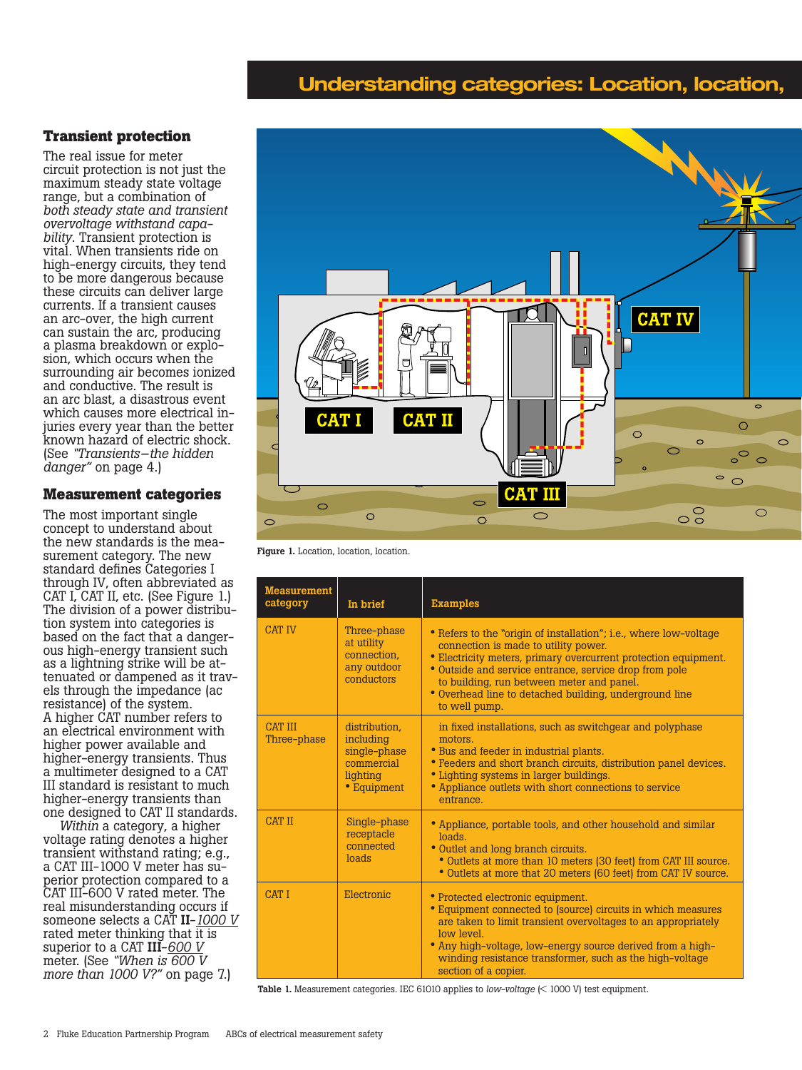## Understanding categories: Location, location,

### Transient protection

The real issue for meter circuit protection is not just the maximum steady state voltage range, but a combination of *both steady state and transient overvoltage withstand capability*. Transient protection is vital. When transients ride on high-energy circuits, they tend to be more dangerous because these circuits can deliver large currents. If a transient causes an arc-over, the high current can sustain the arc, producing a plasma breakdown or explosion, which occurs when the surrounding air becomes ionized and conductive. The result is an arc blast, a disastrous event which causes more electrical injuries every year than the better known hazard of electric shock. (See *"Transients–the hidden danger"* on page 4.)

### Measurement categories

The most important single concept to understand about the new standards is the measurement category. The new standard defines Categories I through IV, often abbreviated as CAT I, CAT II, etc. (See Figure 1.) The division of a power distribution system into categories is based on the fact that a dangerous high-energy transient such as a lightning strike will be attenuated or dampened as it travels through the impedance (ac resistance) of the system. A higher CAT number refers to an electrical environment with higher power available and higher-energy transients. Thus a multimeter designed to a CAT III standard is resistant to much higher-energy transients than one designed to CAT II standards.

*Within* a category, a higher voltage rating denotes a higher transient withstand rating; e.g., a CAT III-1000 V meter has superior protection compared to a CAT III-600 V rated meter. The real misunderstanding occurs if someone selects a CAT **II**-*1000 V* rated meter thinking that it is superior to a CAT **III**-*600 V* meter. (See *"When is 600 V more than 1000 V?"* on page 7.)

**Figure 1.** Location, location, location.

| Measurement category | In brief | Examples |
|---|---|---|
| CAT IV | Three-phase at utility connection, any outdoor conductors | • Refers to the "origin of installation"; i.e., where low-voltage connection is made to utility power. • Electricity meters, primary overcurrent protection equipment. • Outside and service entrance, service drop from pole to building, run between meter and panel. • Overhead line to detached building, underground line to well pump. |
| CAT III Three-phase | distribution, including single-phase commercial lighting • Equipment | in fixed installations, such as switchgear and polyphase motors. • Bus and feeder in industrial plants. • Feeders and short branch circuits, distribution panel devices. • Lighting systems in larger buildings. • Appliance outlets with short connections to service entrance. |
| CAT II | Single-phase receptacle connected loads | • Appliance, portable tools, and other household and similar loads. • Outlet and long branch circuits. • Outlets at more than 10 meters (30 feet) from CAT III source. • Outlets at more that 20 meters (60 feet) from CAT IV source. |
| CAT I | Electronic | • Protected electronic equipment. • Equipment connected to (source) circuits in which measures are taken to limit transient overvoltages to an appropriately low level. • Any high-voltage, low-energy source derived from a high-winding resistance transformer, such as the high-voltage section of a copier. |

**Table 1.** Measurement categories. IEC 61010 applies to *low-voltage* (< 1000 V) test equipment.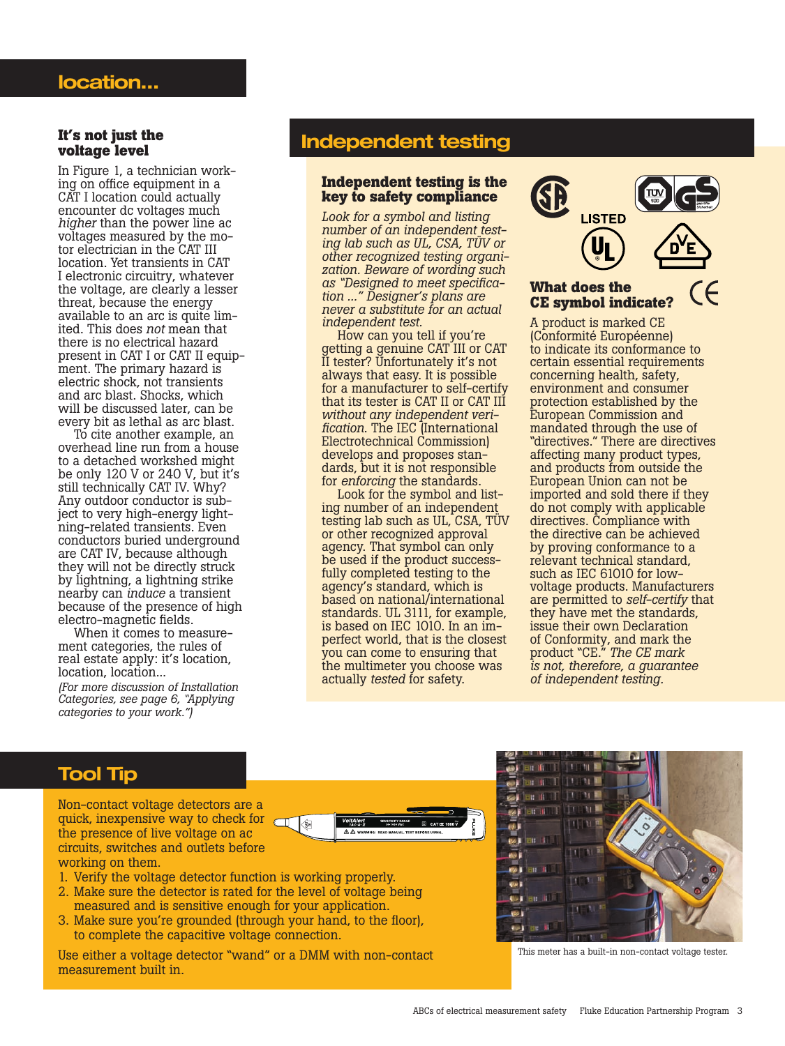## location...

### It's not just the voltage level

In Figure 1, a technician working on office equipment in a CAT I location could actually encounter dc voltages much *higher* than the power line ac voltages measured by the motor electrician in the CAT III location. Yet transients in CAT I electronic circuitry, whatever the voltage, are clearly a lesser threat, because the energy available to an arc is quite limited. This does *not* mean that there is no electrical hazard present in CAT I or CAT II equipment. The primary hazard is electric shock, not transients and arc blast. Shocks, which will be discussed later, can be every bit as lethal as arc blast.

To cite another example, an overhead line run from a house to a detached workshed might be only 120 V or 240 V, but it's still technically CAT IV. Why? Any outdoor conductor is subject to very high-energy lightning-related transients. Even conductors buried underground are CAT IV, because although they will not be directly struck by lightning, a lightning strike nearby can *induce* a transient because of the presence of high electro-magnetic fields.

When it comes to measurement categories, the rules of real estate apply: it's location, location, location...

*(For more discussion of Installation Categories, see page 6, "Applying categories to your work.")*

## Independent testing

### Independent testing is the key to safety compliance

*Look for a symbol and listing number of an independent testing lab such as UL, CSA, TÜV or other recognized testing organization. Beware of wording such as "Designed to meet specification ..." Designer's plans are never a substitute for an actual independent test.*

How can you tell if you're getting a genuine CAT III or CAT II tester? Unfortunately it's not always that easy. It is possible for a manufacturer to self-certify that its tester is CAT II or CAT III *without any independent verification*. The IEC (International Electrotechnical Commission) develops and proposes standards, but it is not responsible for *enforcing* the standards.

Look for the symbol and listing number of an independent testing lab such as UL, CSA, TÜV or other recognized approval agency. That symbol can only be used if the product successfully completed testing to the agency's standard, which is based on national/international standards. UL 3111, for example, is based on IEC 1010. In an imperfect world, that is the closest you can come to ensuring that the multimeter you choose was actually *tested* for safety.

LISTED

### What does the CE symbol indicate?

A product is marked CE (Conformité Européenne) to indicate its conformance to certain essential requirements concerning health, safety, environment and consumer protection established by the European Commission and mandated through the use of "directives." There are directives affecting many product types, and products from outside the European Union can not be imported and sold there if they do not comply with applicable directives. Compliance with the directive can be achieved by proving conformance to a relevant technical standard, such as IEC 61010 for low-voltage products. Manufacturers are permitted to *self-certify* that they have met the standards, issue their own Declaration of Conformity, and mark the product "CE." *The CE mark is not, therefore, a guarantee of independent testing.*

## Tool Tip

Non-contact voltage detectors are a quick, inexpensive way to check for the presence of live voltage on ac circuits, switches and outlets before working on them.

1. Verify the voltage detector function is working properly.
2. Make sure the detector is rated for the level of voltage being measured and is sensitive enough for your application.
3. Make sure you're grounded (through your hand, to the floor), to complete the capacitive voltage connection.

Use either a voltage detector "wand" or a DMM with non-contact measurement built in.

This meter has a built-in non-contact voltage tester.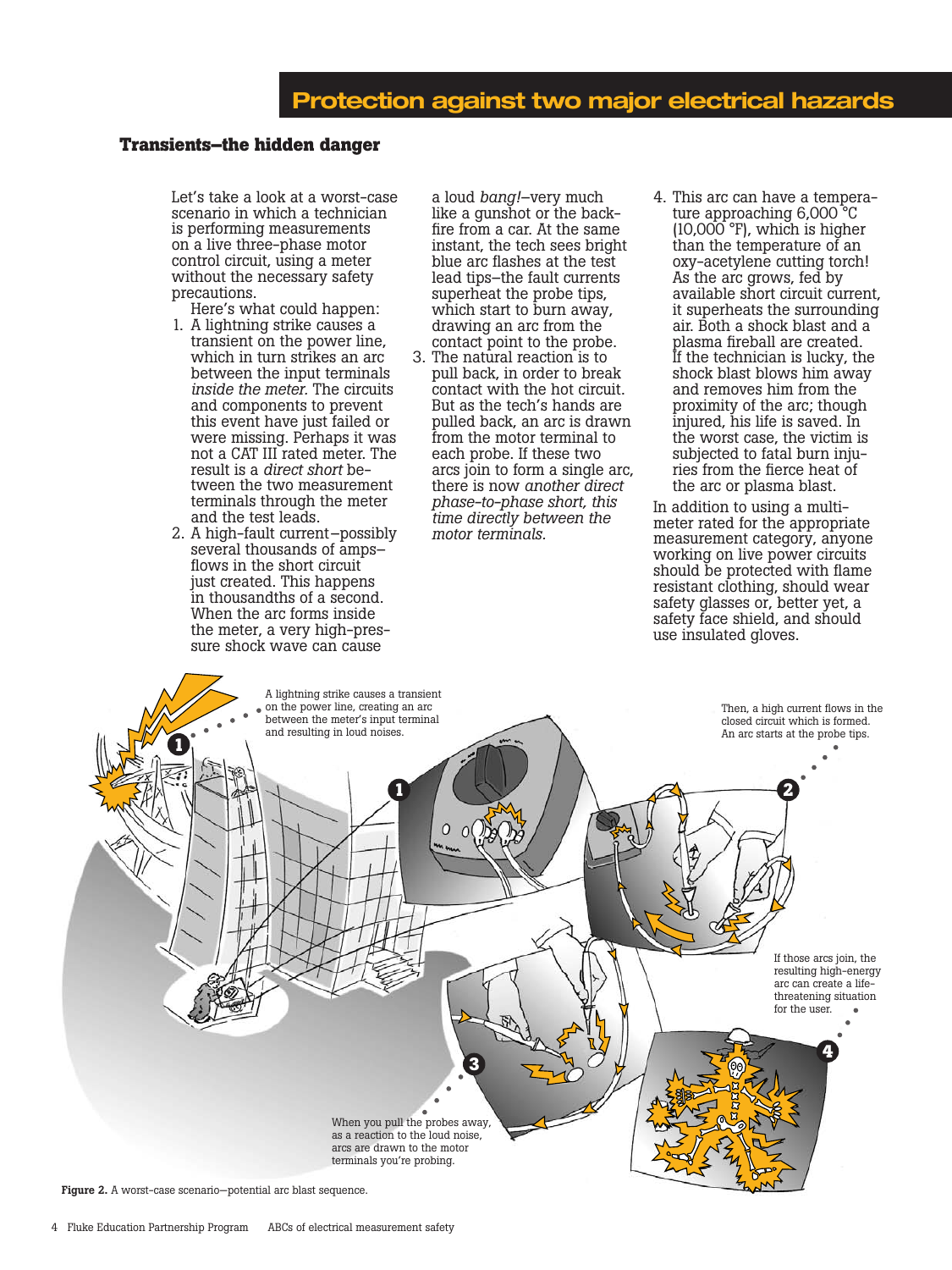## Protection against two major electrical hazards

### Transients—the hidden danger

Let's take a look at a worst-case scenario in which a technician is performing measurements on a live three-phase motor control circuit, using a meter without the necessary safety precautions.

Here's what could happen:

1. A lightning strike causes a transient on the power line, which in turn strikes an arc between the input terminals *inside the meter.* The circuits and components to prevent this event have just failed or were missing. Perhaps it was not a CAT III rated meter. The result is a *direct short* between the two measurement terminals through the meter and the test leads.
2. A high-fault current–possibly several thousands of amps–flows in the short circuit just created. This happens in thousandths of a second. When the arc forms inside the meter, a very high-pressure shock wave can cause a loud *bang!*–very much like a gunshot or the backfire from a car. At the same instant, the tech sees bright blue arc flashes at the test lead tips–the fault currents superheat the probe tips, which start to burn away, drawing an arc from the contact point to the probe.
3. The natural reaction is to pull back, in order to break contact with the hot circuit. But as the tech's hands are pulled back, an arc is drawn from the motor terminal to each probe. If these two arcs join to form a single arc, there is now *another direct phase-to-phase short, this time directly between the motor terminals.*
4. This arc can have a temperature approaching 6,000 °C (10,000 °F), which is higher than the temperature of an oxy-acetylene cutting torch! As the arc grows, fed by available short circuit current, it superheats the surrounding air. Both a shock blast and a plasma fireball are created. If the technician is lucky, the shock blast blows him away and removes him from the proximity of the arc; though injured, his life is saved. In the worst case, the victim is subjected to fatal burn injuries from the fierce heat of the arc or plasma blast.

In addition to using a multimeter rated for the appropriate measurement category, anyone working on live power circuits should be protected with flame resistant clothing, should wear safety glasses or, better yet, a safety face shield, and should use insulated gloves.

1. A lightning strike causes a transient on the power line, creating an arc between the meter's input terminal and resulting in loud noises.

2. Then, a high current flows in the closed circuit which is formed. An arc starts at the probe tips.

3. When you pull the probes away, as a reaction to the loud noise, arcs are drawn to the motor terminals you're probing.

4. If those arcs join, the resulting high-energy arc can create a life-threatening situation for the user.

**Figure 2.** A worst-case scenario—potential arc blast sequence.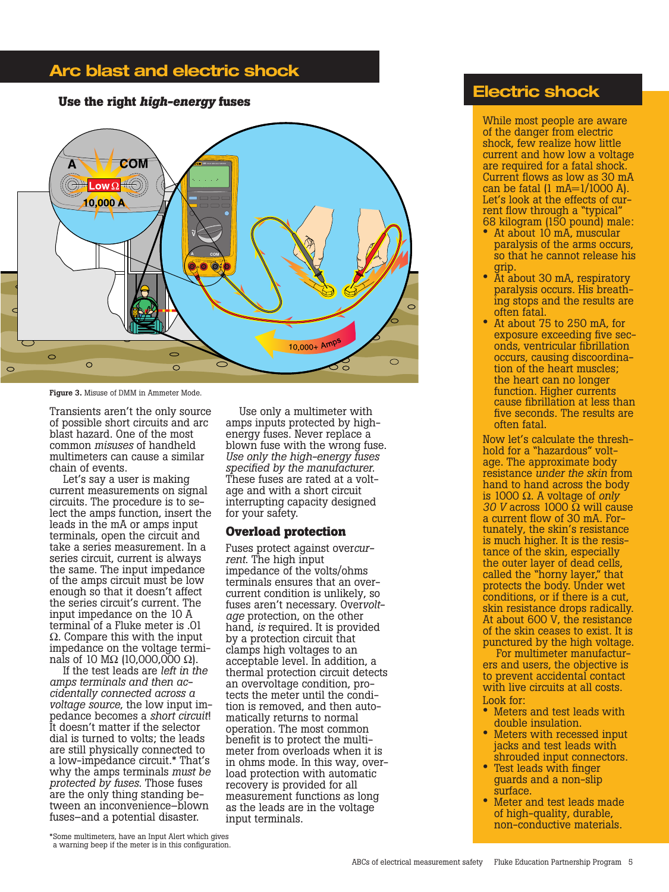## Arc blast and electric shock

### Use the right *high-energy* fuses

Figure 3. Misuse of DMM in Ammeter Mode.

Transients aren't the only source of possible short circuits and arc blast hazard. One of the most common *misuses* of handheld multimeters can cause a similar chain of events.

Let's say a user is making current measurements on signal circuits. The procedure is to select the amps function, insert the leads in the mA or amps input terminals, open the circuit and take a series measurement. In a series circuit, current is always the same. The input impedance of the amps circuit must be low enough so that it doesn't affect the series circuit's current. The input impedance on the 10 A terminal of a Fluke meter is .01 Ω. Compare this with the input impedance on the voltage terminals of 10 MΩ (10,000,000 Ω).

If the test leads are *left in the amps terminals and then accidentally connected across a voltage source*, the low input impedance becomes a *short circuit*! It doesn't matter if the selector dial is turned to volts; the leads are still physically connected to a low-impedance circuit.* That's why the amps terminals *must be protected by fuses*. Those fuses are the only thing standing between an inconvenience–blown fuses–and a potential disaster.

Use only a multimeter with amps inputs protected by high-energy fuses. Never replace a blown fuse with the wrong fuse. *Use only the high-energy fuses specified by the manufacturer.* These fuses are rated at a voltage and with a short circuit interrupting capacity designed for your safety.

### Overload protection

Fuses protect against over*current*. The high input impedance of the volts/ohms terminals ensures that an overcurrent condition is unlikely, so fuses aren't necessary. Over*voltage* protection, on the other hand, *is* required. It is provided by a protection circuit that clamps high voltages to an acceptable level. In addition, a thermal protection circuit detects an overvoltage condition, protects the meter until the condition is removed, and then automatically returns to normal operation. The most common benefit is to protect the multimeter from overloads when it is in ohms mode. In this way, overload protection with automatic recovery is provided for all measurement functions as long as the leads are in the voltage input terminals.

*Some multimeters, have an Input Alert which gives a warning beep if the meter is in this configuration.

## Electric shock

While most people are aware of the danger from electric shock, few realize how little current and how low a voltage are required for a fatal shock. Current flows as low as 30 mA can be fatal (1 mA=1/1000 A). Let's look at the effects of current flow through a "typical" 68 kilogram (150 pound) male:

- At about 10 mA, muscular paralysis of the arms occurs, so that he cannot release his grip.
- At about 30 mA, respiratory paralysis occurs. His breathing stops and the results are often fatal.
- At about 75 to 250 mA, for exposure exceeding five seconds, ventricular fibrillation occurs, causing discoordination of the heart muscles; the heart can no longer function. Higher currents cause fibrillation at less than five seconds. The results are often fatal.

Now let's calculate the threshhold for a "hazardous" voltage. The approximate body resistance *under the skin* from hand to hand across the body is 1000 Ω. A voltage of *only 30 V* across 1000 Ω will cause a current flow of 30 mA. Fortunately, the skin's resistance is much higher. It is the resistance of the skin, especially the outer layer of dead cells, called the "horny layer," that protects the body. Under wet conditions, or if there is a cut, skin resistance drops radically. At about 600 V, the resistance of the skin ceases to exist. It is punctured by the high voltage.

For multimeter manufacturers and users, the objective is to prevent accidental contact with live circuits at all costs.

Look for:

- Meters and test leads with double insulation.
- Meters with recessed input jacks and test leads with shrouded input connectors.
- Test leads with finger guards and a non-slip surface.
- Meter and test leads made of high-quality, durable, non-conductive materials.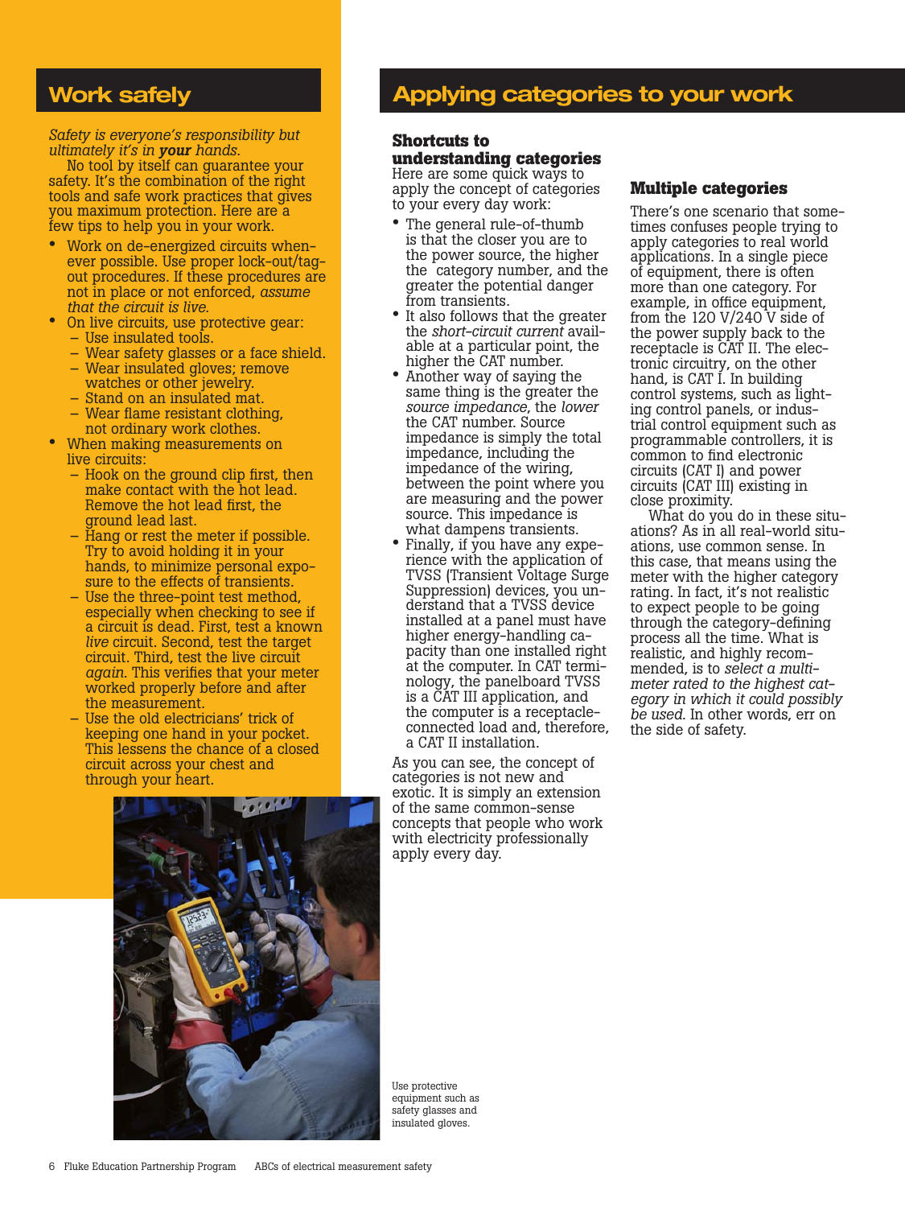## Work safely

*Safety is everyone's responsibility but ultimately it's in **your** hands.*

No tool by itself can guarantee your safety. It's the combination of the right tools and safe work practices that gives you maximum protection. Here are a few tips to help you in your work.

- Work on de-energized circuits whenever possible. Use proper lock-out/tag-out procedures. If these procedures are not in place or not enforced, *assume that the circuit is live.*
- On live circuits, use protective gear:
  - Use insulated tools.
  - Wear safety glasses or a face shield.
  - Wear insulated gloves; remove watches or other jewelry.
  - Stand on an insulated mat.
  - Wear flame resistant clothing, not ordinary work clothes.
- When making measurements on live circuits:
  - Hook on the ground clip first, then make contact with the hot lead. Remove the hot lead first, the ground lead last.
  - Hang or rest the meter if possible. Try to avoid holding it in your hands, to minimize personal exposure to the effects of transients.
  - Use the three-point test method, especially when checking to see if a circuit is dead. First, test a known *live* circuit. Second, test the target circuit. Third, test the live circuit *again*. This verifies that your meter worked properly before and after the measurement.
  - Use the old electricians' trick of keeping one hand in your pocket. This lessens the chance of a closed circuit across your chest and through your heart.

Use protective equipment such as safety glasses and insulated gloves.

## Applying categories to your work

### Shortcuts to understanding categories

Here are some quick ways to apply the concept of categories to your every day work:

- The general rule-of-thumb is that the closer you are to the power source, the higher the category number, and the greater the potential danger from transients.
- It also follows that the greater the *short-circuit current* available at a particular point, the higher the CAT number.
- Another way of saying the same thing is the greater the *source impedance*, the *lower* the CAT number. Source impedance is simply the total impedance, including the impedance of the wiring, between the point where you are measuring and the power source. This impedance is what dampens transients.
- Finally, if you have any experience with the application of TVSS (Transient Voltage Surge Suppression) devices, you understand that a TVSS device installed at a panel must have higher energy-handling capacity than one installed right at the computer. In CAT terminology, the panelboard TVSS is a CAT III application, and the computer is a receptacle-connected load and, therefore, a CAT II installation.

As you can see, the concept of categories is not new and exotic. It is simply an extension of the same common-sense concepts that people who work with electricity professionally apply every day.

### Multiple categories

There's one scenario that sometimes confuses people trying to apply categories to real world applications. In a single piece of equipment, there is often more than one category. For example, in office equipment, from the 120 V/240 V side of the power supply back to the receptacle is CAT II. The electronic circuitry, on the other hand, is CAT I. In building control systems, such as lighting control panels, or industrial control equipment such as programmable controllers, it is common to find electronic circuits (CAT I) and power circuits (CAT III) existing in close proximity.

What do you do in these situations? As in all real-world situations, use common sense. In this case, that means using the meter with the higher category rating. In fact, it's not realistic to expect people to be going through the category-defining process all the time. What is realistic, and highly recommended, is to *select a multimeter rated to the highest category in which it could possibly be used*. In other words, err on the side of safety.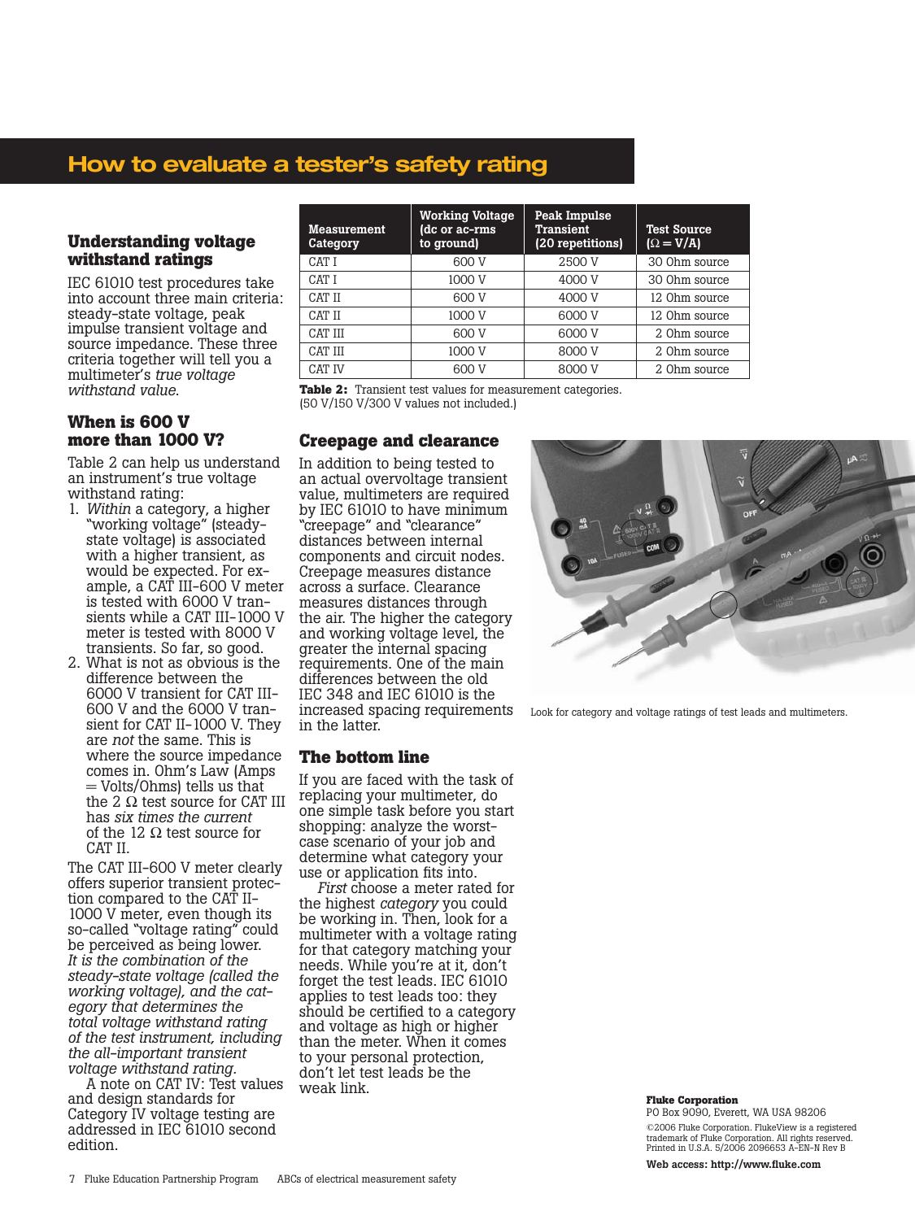# How to evaluate a tester's safety rating

## Understanding voltage withstand ratings

IEC 61010 test procedures take into account three main criteria: steady-state voltage, peak impulse transient voltage and source impedance. These three criteria together will tell you a multimeter's *true voltage withstand value*.

## When is 600 V more than 1000 V?

Table 2 can help us understand an instrument's true voltage withstand rating:

1. *Within* a category, a higher "working voltage" (steady-state voltage) is associated with a higher transient, as would be expected. For example, a CAT III-600 V meter is tested with 6000 V transients while a CAT III-1000 V meter is tested with 8000 V transients. So far, so good.
2. What is not as obvious is the difference between the 6000 V transient for CAT III-600 V and the 6000 V transient for CAT II-1000 V. They are *not* the same. This is where the source impedance comes in. Ohm's Law (Amps = Volts/Ohms) tells us that the 2 Ω test source for CAT III has *six times the current* of the 12 Ω test source for CAT II.

The CAT III-600 V meter clearly offers superior transient protection compared to the CAT II-1000 V meter, even though its so-called "voltage rating" could be perceived as being lower. *It is the combination of the steady-state voltage (called the working voltage), and the category that determines the total voltage withstand rating of the test instrument, including the all-important transient voltage withstand rating.*

A note on CAT IV: Test values and design standards for Category IV voltage testing are addressed in IEC 61010 second edition.

| Measurement Category | Working Voltage (dc or ac-rms to ground) | Peak Impulse Transient (20 repetitions) | Test Source (Ω = V/A) |
|---|---|---|---|
| CAT I | 600 V | 2500 V | 30 Ohm source |
| CAT I | 1000 V | 4000 V | 30 Ohm source |
| CAT II | 600 V | 4000 V | 12 Ohm source |
| CAT II | 1000 V | 6000 V | 12 Ohm source |
| CAT III | 600 V | 6000 V | 2 Ohm source |
| CAT III | 1000 V | 8000 V | 2 Ohm source |
| CAT IV | 600 V | 8000 V | 2 Ohm source |

**Table 2:** Transient test values for measurement categories. (50 V/150 V/300 V values not included.)

## Creepage and clearance

In addition to being tested to an actual overvoltage transient value, multimeters are required by IEC 61010 to have minimum "creepage" and "clearance" distances between internal components and circuit nodes. Creepage measures distance across a surface. Clearance measures distances through the air. The higher the category and working voltage level, the greater the internal spacing requirements. One of the main differences between the old IEC 348 and IEC 61010 is the increased spacing requirements in the latter.

Look for category and voltage ratings of test leads and multimeters.

## The bottom line

If you are faced with the task of replacing your multimeter, do one simple task before you start shopping: analyze the worst-case scenario of your job and determine what category your use or application fits into.

*First* choose a meter rated for the highest *category* you could be working in. Then, look for a multimeter with a voltage rating for that category matching your needs. While you're at it, don't forget the test leads. IEC 61010 applies to test leads too: they should be certified to a category and voltage as high or higher than the meter. When it comes to your personal protection, don't let test leads be the weak link.

**Fluke Corporation**
PO Box 9090, Everett, WA USA 98206

©2006 Fluke Corporation. FlukeView is a registered trademark of Fluke Corporation. All rights reserved. Printed in U.S.A. 5/2006 2096653 A-EN-N Rev B

**Web access: http://www.fluke.com**